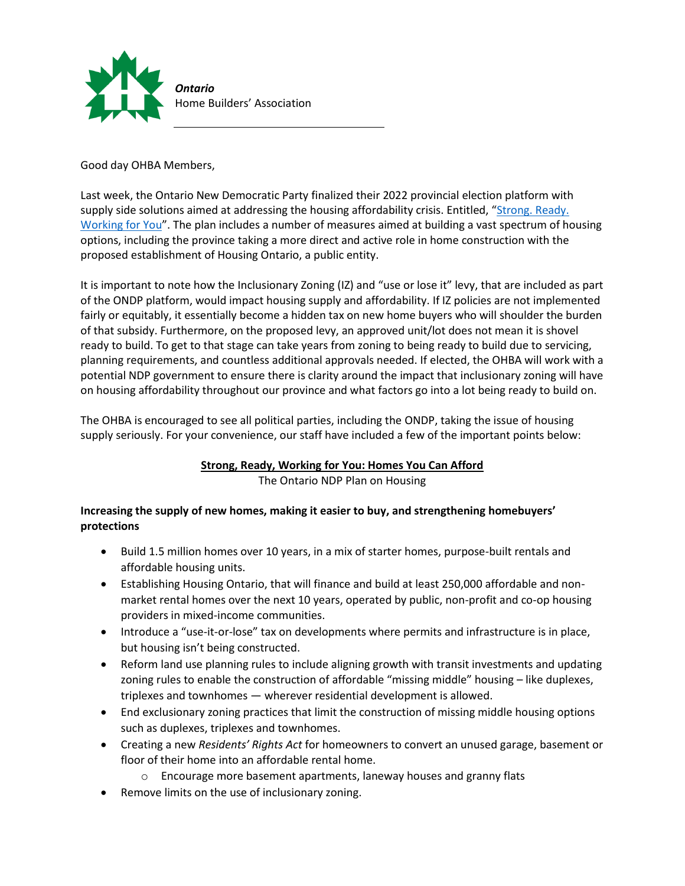*Ontario*
Home Builders' Association

Good day OHBA Members,

Last week, the Ontario New Democratic Party finalized their 2022 provincial election platform with supply side solutions aimed at addressing the housing affordability crisis. Entitled, "[Strong. Ready. Working for You](#)". The plan includes a number of measures aimed at building a vast spectrum of housing options, including the province taking a more direct and active role in home construction with the proposed establishment of Housing Ontario, a public entity.

It is important to note how the Inclusionary Zoning (IZ) and "use or lose it" levy, that are included as part of the ONDP platform, would impact housing supply and affordability. If IZ policies are not implemented fairly or equitably, it essentially become a hidden tax on new home buyers who will shoulder the burden of that subsidy. Furthermore, on the proposed levy, an approved unit/lot does not mean it is shovel ready to build. To get to that stage can take years from zoning to being ready to build due to servicing, planning requirements, and countless additional approvals needed. If elected, the OHBA will work with a potential NDP government to ensure there is clarity around the impact that inclusionary zoning will have on housing affordability throughout our province and what factors go into a lot being ready to build on.

The OHBA is encouraged to see all political parties, including the ONDP, taking the issue of housing supply seriously. For your convenience, our staff have included a few of the important points below:

## Strong, Ready, Working for You: Homes You Can Afford

The Ontario NDP Plan on Housing

**Increasing the supply of new homes, making it easier to buy, and strengthening homebuyers' protections**

- Build 1.5 million homes over 10 years, in a mix of starter homes, purpose-built rentals and affordable housing units.
- Establishing Housing Ontario, that will finance and build at least 250,000 affordable and non-market rental homes over the next 10 years, operated by public, non-profit and co-op housing providers in mixed-income communities.
- Introduce a "use-it-or-lose" tax on developments where permits and infrastructure is in place, but housing isn't being constructed.
- Reform land use planning rules to include aligning growth with transit investments and updating zoning rules to enable the construction of affordable "missing middle" housing – like duplexes, triplexes and townhomes — wherever residential development is allowed.
- End exclusionary zoning practices that limit the construction of missing middle housing options such as duplexes, triplexes and townhomes.
- Creating a new *Residents' Rights Act* for homeowners to convert an unused garage, basement or floor of their home into an affordable rental home.
  - Encourage more basement apartments, laneway houses and granny flats
- Remove limits on the use of inclusionary zoning.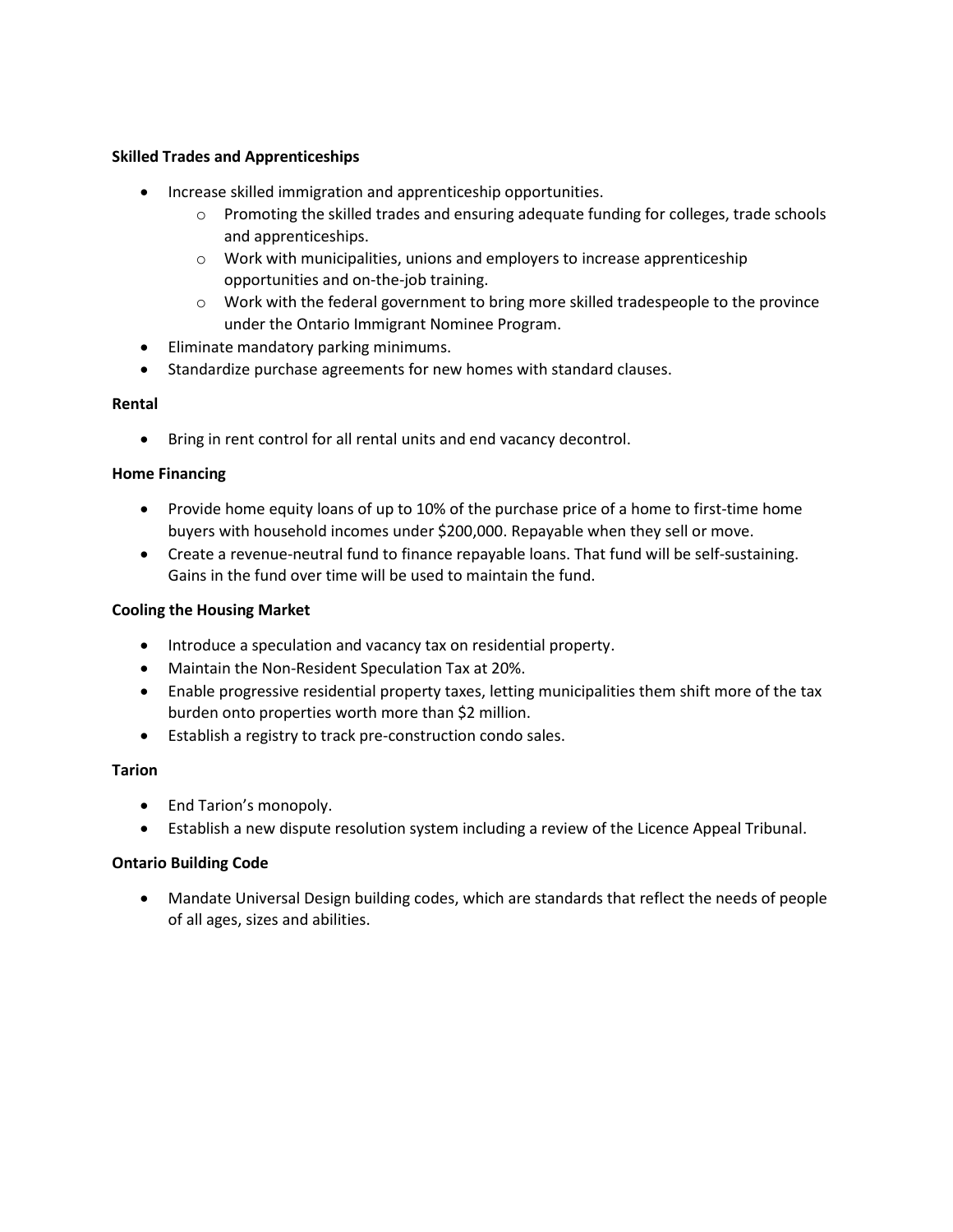**Skilled Trades and Apprenticeships**

- Increase skilled immigration and apprenticeship opportunities.
    - Promoting the skilled trades and ensuring adequate funding for colleges, trade schools and apprenticeships.
    - Work with municipalities, unions and employers to increase apprenticeship opportunities and on-the-job training.
    - Work with the federal government to bring more skilled tradespeople to the province under the Ontario Immigrant Nominee Program.
- Eliminate mandatory parking minimums.
- Standardize purchase agreements for new homes with standard clauses.

**Rental**

- Bring in rent control for all rental units and end vacancy decontrol.

**Home Financing**

- Provide home equity loans of up to 10% of the purchase price of a home to first-time home buyers with household incomes under $200,000. Repayable when they sell or move.
- Create a revenue-neutral fund to finance repayable loans. That fund will be self-sustaining. Gains in the fund over time will be used to maintain the fund.

**Cooling the Housing Market**

- Introduce a speculation and vacancy tax on residential property.
- Maintain the Non-Resident Speculation Tax at 20%.
- Enable progressive residential property taxes, letting municipalities them shift more of the tax burden onto properties worth more than $2 million.
- Establish a registry to track pre-construction condo sales.

**Tarion**

- End Tarion's monopoly.
- Establish a new dispute resolution system including a review of the Licence Appeal Tribunal.

**Ontario Building Code**

- Mandate Universal Design building codes, which are standards that reflect the needs of people of all ages, sizes and abilities.